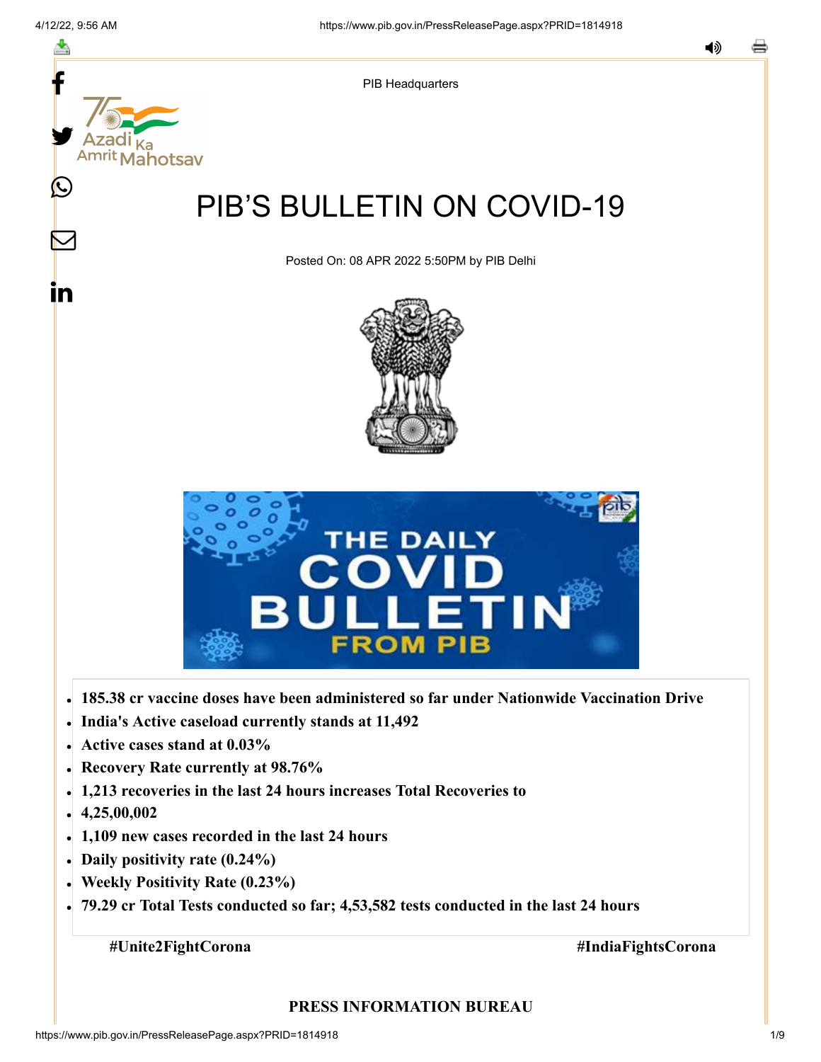PIB Headquarters

# PIB'S BULLETIN ON COVID-19

Posted On: 08 APR 2022 5:50PM by PIB Delhi

- **185.38 cr vaccine doses have been administered so far under Nationwide Vaccination Drive**
- **India's Active caseload currently stands at 11,492**
- **Active cases stand at 0.03%**
- **Recovery Rate currently at 98.76%**
- **1,213 recoveries in the last 24 hours increases Total Recoveries to**
- **4,25,00,002**
- **1,109 new cases recorded in the last 24 hours**
- **Daily positivity rate (0.24%)**
- **Weekly Positivity Rate (0.23%)**
- **79.29 cr Total Tests conducted so far; 4,53,582 tests conducted in the last 24 hours**

**#Unite2FightCorona** **#IndiaFightsCorona**

**PRESS INFORMATION BUREAU**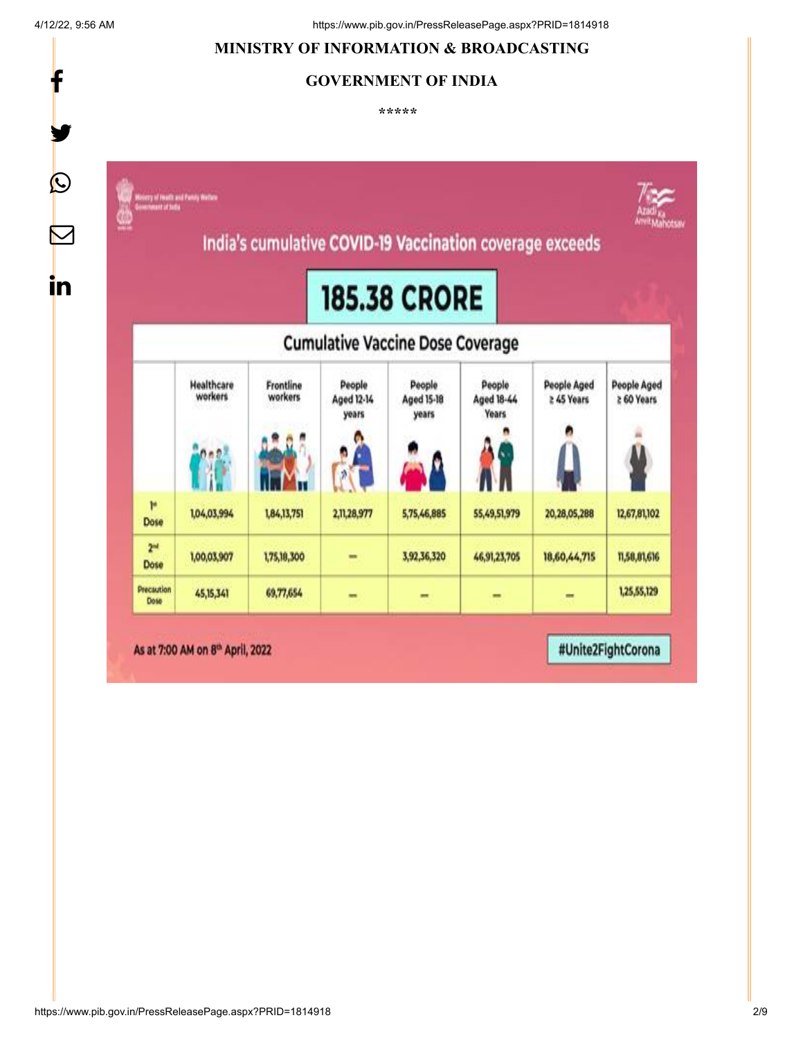**MINISTRY OF INFORMATION & BROADCASTING**

**GOVERNMENT OF INDIA**

*****

Ministry of Health and Family Welfare
Government of India

## India's cumulative COVID-19 Vaccination coverage exceeds

# 185.38 CRORE

### Cumulative Vaccine Dose Coverage

| | Healthcare workers | Frontline workers | People Aged 12-14 years | People Aged 15-18 years | People Aged 18-44 Years | People Aged ≥ 45 Years | People Aged ≥ 60 Years |
|---|---|---|---|---|---|---|---|
| 1st Dose | 1,04,03,994 | 1,84,13,751 | 2,11,28,977 | 5,75,46,885 | 55,49,51,979 | 20,28,05,288 | 12,67,81,102 |
| 2nd Dose | 1,00,03,907 | 1,75,18,300 | – | 3,92,36,320 | 46,91,23,705 | 18,60,44,715 | 11,58,81,616 |
| Precaution Dose | 45,15,341 | 69,77,654 | – | – | – | – | 1,25,55,129 |

As at 7:00 AM on 8th April, 2022

#Unite2FightCorona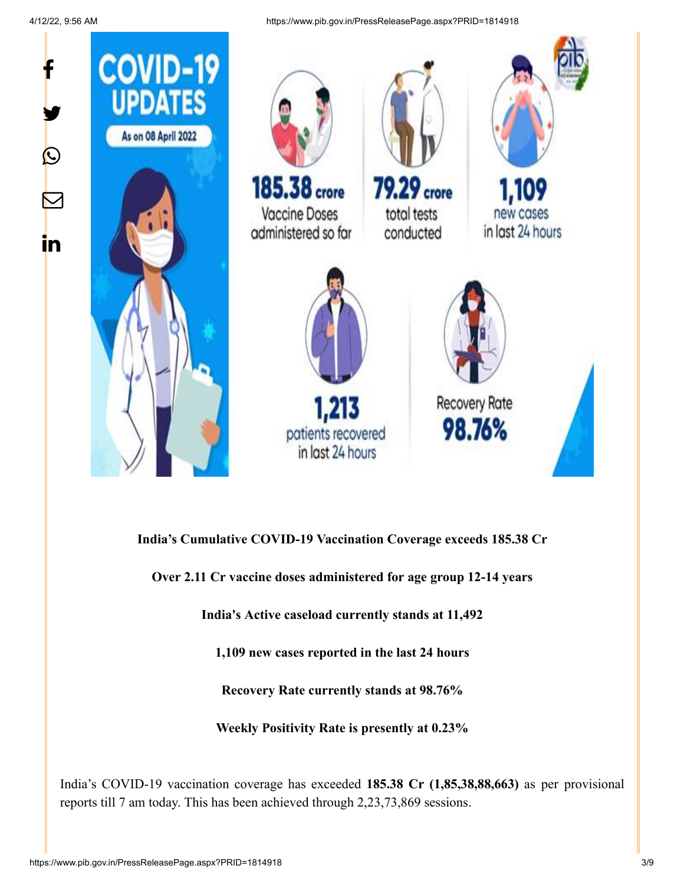**India's Cumulative COVID-19 Vaccination Coverage exceeds 185.38 Cr**

**Over 2.11 Cr vaccine doses administered for age group 12-14 years**

**India's Active caseload currently stands at 11,492**

**1,109 new cases reported in the last 24 hours**

**Recovery Rate currently stands at 98.76%**

**Weekly Positivity Rate is presently at 0.23%**

India's COVID-19 vaccination coverage has exceeded **185.38 Cr (1,85,38,88,663)** as per provisional reports till 7 am today. This has been achieved through 2,23,73,869 sessions.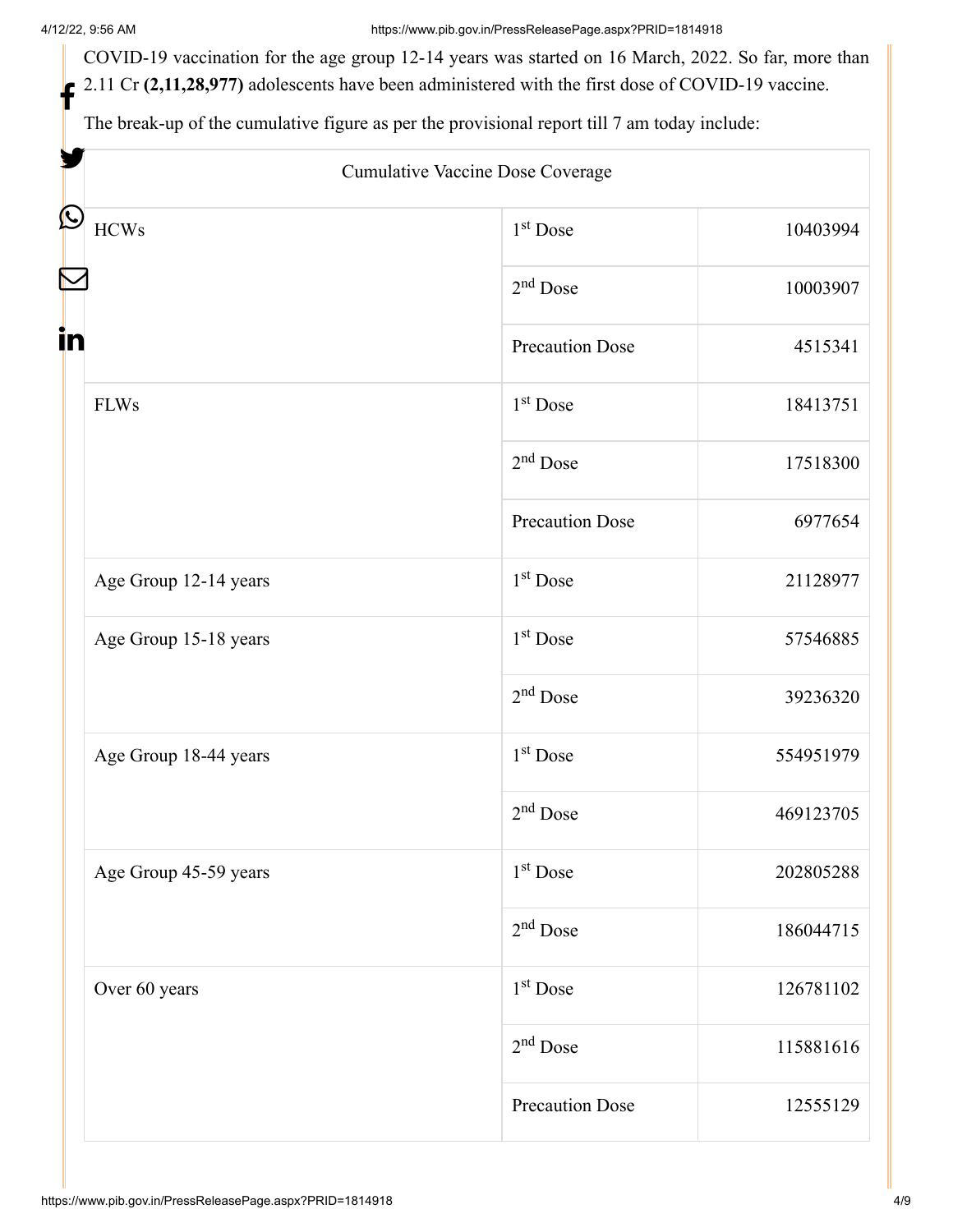COVID-19 vaccination for the age group 12-14 years was started on 16 March, 2022. So far, more than 2.11 Cr **(2,11,28,977)** adolescents have been administered with the first dose of COVID-19 vaccine.

The break-up of the cumulative figure as per the provisional report till 7 am today include:

| Cumulative Vaccine Dose Coverage | | |
|---|---|---|
| HCWs | 1st Dose | 10403994 |
| | 2nd Dose | 10003907 |
| | Precaution Dose | 4515341 |
| FLWs | 1st Dose | 18413751 |
| | 2nd Dose | 17518300 |
| | Precaution Dose | 6977654 |
| Age Group 12-14 years | 1st Dose | 21128977 |
| Age Group 15-18 years | 1st Dose | 57546885 |
| | 2nd Dose | 39236320 |
| Age Group 18-44 years | 1st Dose | 554951979 |
| | 2nd Dose | 469123705 |
| Age Group 45-59 years | 1st Dose | 202805288 |
| | 2nd Dose | 186044715 |
| Over 60 years | 1st Dose | 126781102 |
| | 2nd Dose | 115881616 |
| | Precaution Dose | 12555129 |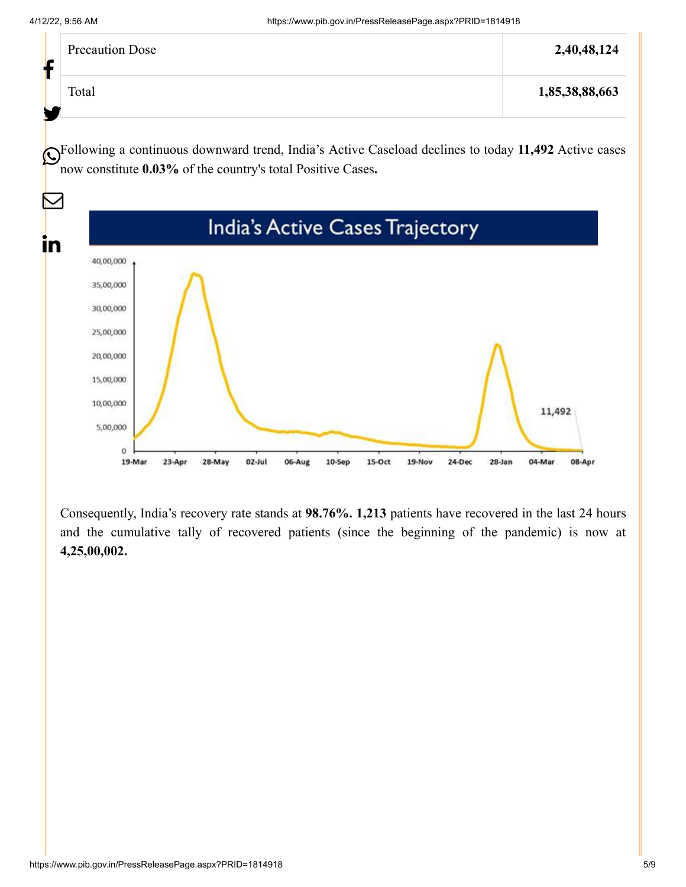| Precaution Dose | 2,40,48,124 |
|---|---|
| Total | 1,85,38,88,663 |

Following a continuous downward trend, India's Active Caseload declines to today **11,492** Active cases now constitute **0.03%** of the country's total Positive Cases**.**

Consequently, India's recovery rate stands at **98.76%. 1,213** patients have recovered in the last 24 hours and the cumulative tally of recovered patients (since the beginning of the pandemic) is now at **4,25,00,002.**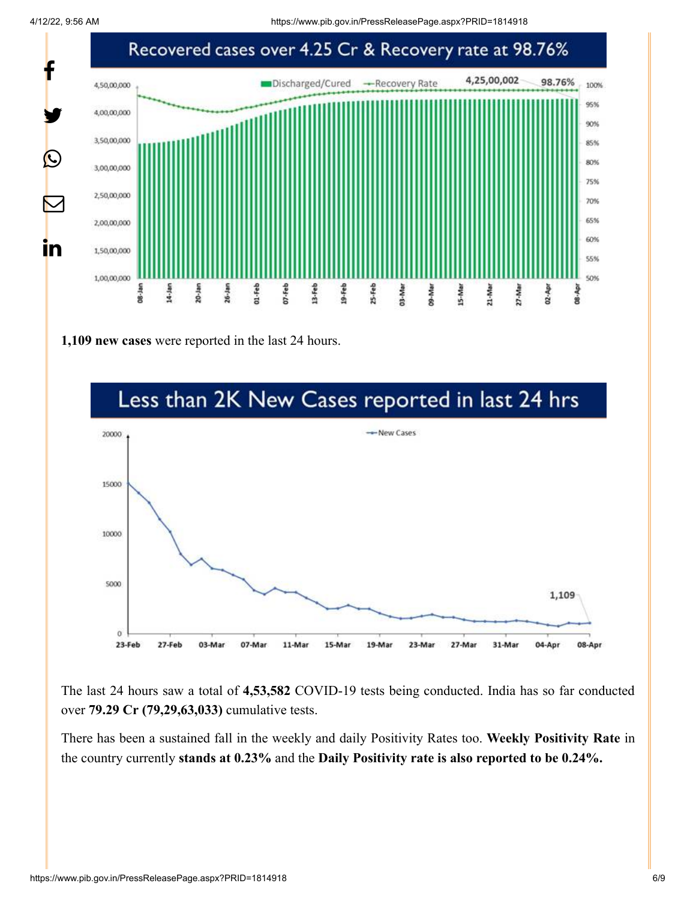## Recovered cases over 4.25 Cr & Recovery rate at 98.76%

**1,109 new cases** were reported in the last 24 hours.

## Less than 2K New Cases reported in last 24 hrs

The last 24 hours saw a total of **4,53,582** COVID-19 tests being conducted. India has so far conducted over **79.29 Cr (79,29,63,033)** cumulative tests.

There has been a sustained fall in the weekly and daily Positivity Rates too. **Weekly Positivity Rate** in the country currently **stands at 0.23%** and the **Daily Positivity rate is also reported to be 0.24%.**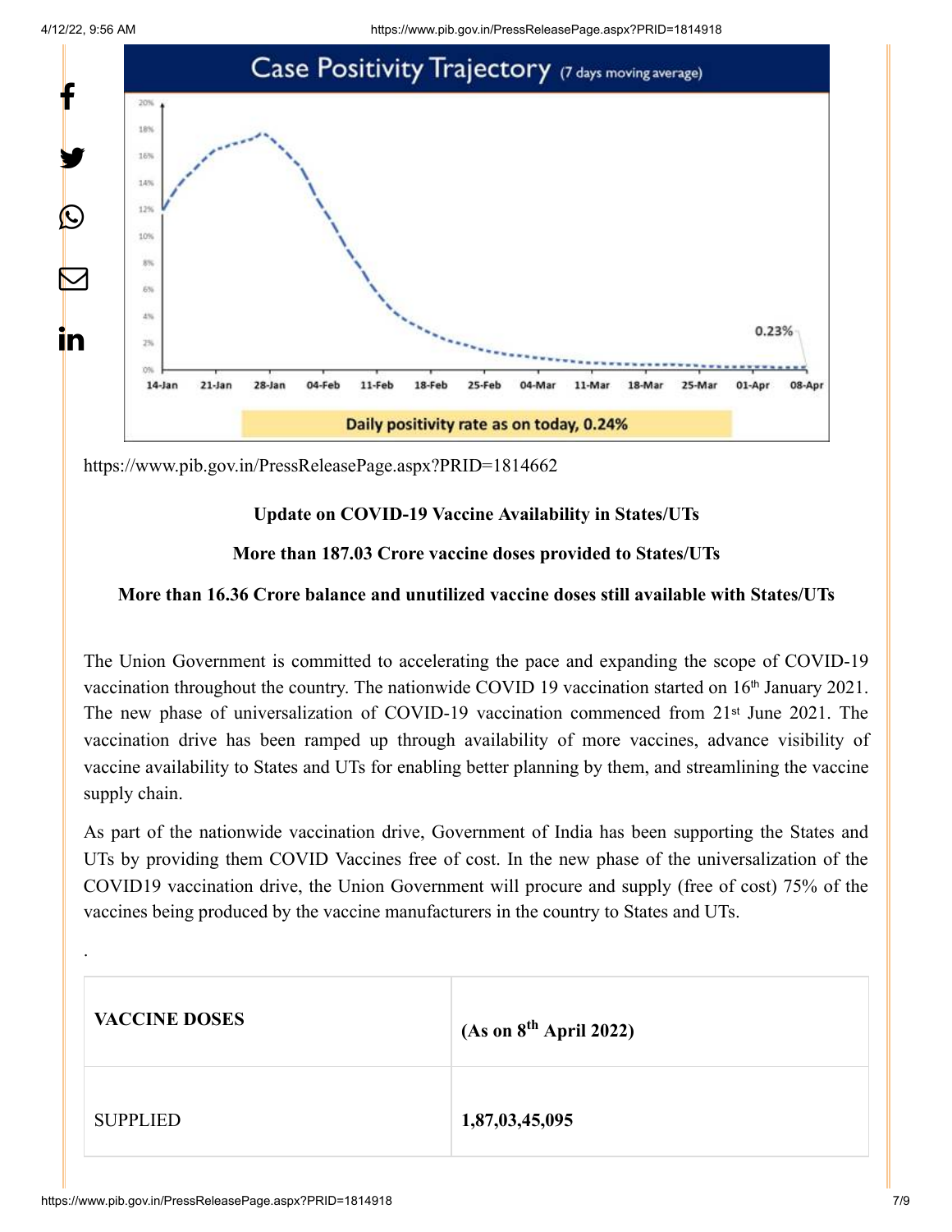Case Positivity Trajectory (7 days moving average)

0.23%

Daily positivity rate as on today, 0.24%

https://www.pib.gov.in/PressReleasePage.aspx?PRID=1814662

**Update on COVID-19 Vaccine Availability in States/UTs**

**More than 187.03 Crore vaccine doses provided to States/UTs**

**More than 16.36 Crore balance and unutilized vaccine doses still available with States/UTs**

The Union Government is committed to accelerating the pace and expanding the scope of COVID-19 vaccination throughout the country. The nationwide COVID 19 vaccination started on 16th January 2021. The new phase of universalization of COVID-19 vaccination commenced from 21st June 2021. The vaccination drive has been ramped up through availability of more vaccines, advance visibility of vaccine availability to States and UTs for enabling better planning by them, and streamlining the vaccine supply chain.

As part of the nationwide vaccination drive, Government of India has been supporting the States and UTs by providing them COVID Vaccines free of cost. In the new phase of the universalization of the COVID19 vaccination drive, the Union Government will procure and supply (free of cost) 75% of the vaccines being produced by the vaccine manufacturers in the country to States and UTs.

.

| VACCINE DOSES | (As on 8th April 2022) |
|---|---|
| SUPPLIED | **1,87,03,45,095** |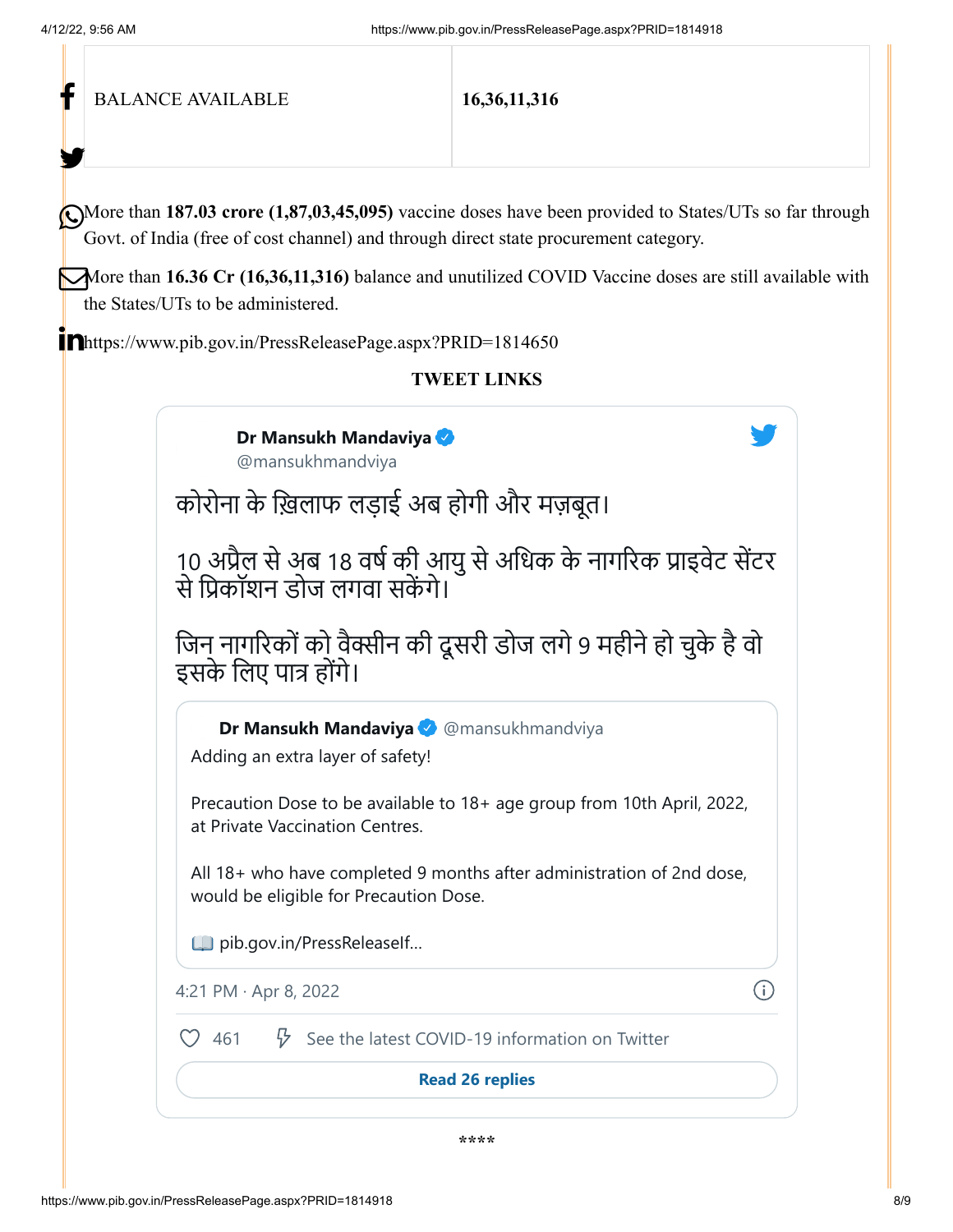| BALANCE AVAILABLE | 16,36,11,316 |
|---|---|

More than **187.03 crore (1,87,03,45,095)** vaccine doses have been provided to States/UTs so far through Govt. of India (free of cost channel) and through direct state procurement category.

More than **16.36 Cr (16,36,11,316)** balance and unutilized COVID Vaccine doses are still available with the States/UTs to be administered.

https://www.pib.gov.in/PressReleasePage.aspx?PRID=1814650

**TWEET LINKS**

**Dr Mansukh Mandaviya** @mansukhmandviya

कोरोना के ख़िलाफ लड़ाई अब होगी और मज़बूत।

10 अप्रैल से अब 18 वर्ष की आयु से अधिक के नागरिक प्राइवेट सेंटर से प्रिकॉशन डोज लगवा सकेंगे।

जिन नागरिकों को वैक्सीन की दूसरी डोज लगे 9 महीने हो चुके है वो इसके लिए पात्र होंगे।

> **Dr Mansukh Mandaviya** @mansukhmandviya
>
> Adding an extra layer of safety!
>
> Precaution Dose to be available to 18+ age group from 10th April, 2022, at Private Vaccination Centres.
>
> All 18+ who have completed 9 months after administration of 2nd dose, would be eligible for Precaution Dose.
>
> 📖 pib.gov.in/PressReleaseI...

4:21 PM · Apr 8, 2022

461 See the latest COVID-19 information on Twitter

Read 26 replies

\*\*\*\*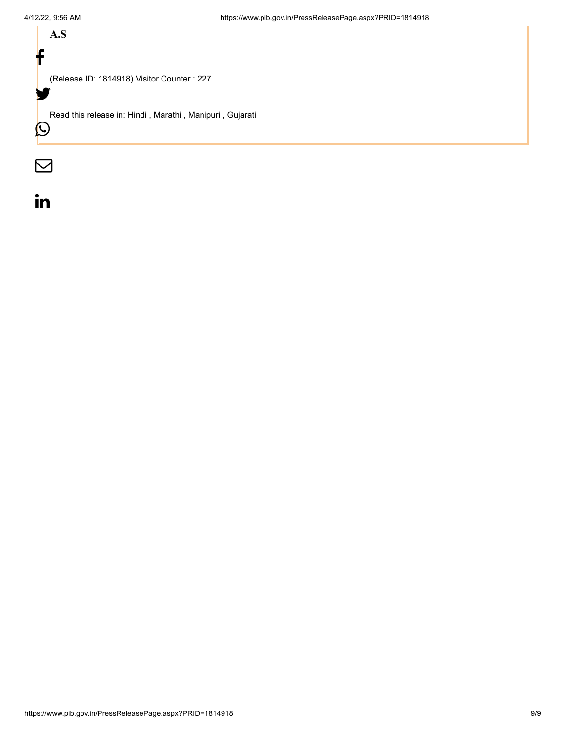**A.S**

(Release ID: 1814918) Visitor Counter : 227

Read this release in: Hindi , Marathi , Manipuri , Gujarati